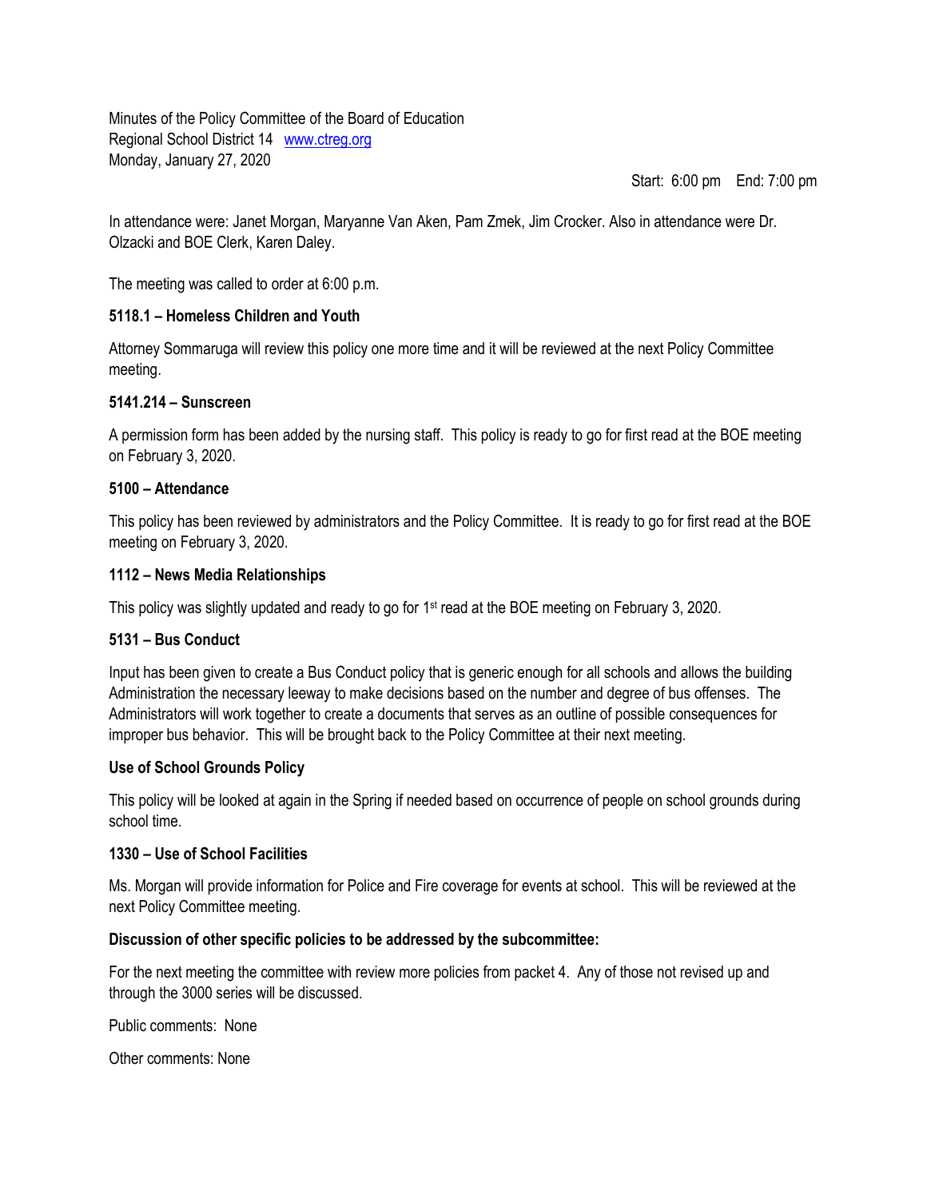Minutes of the Policy Committee of the Board of Education
Regional School District 14 [www.ctreg.org](http://www.ctreg.org)
Monday, January 27, 2020

Start: 6:00 pm End: 7:00 pm

In attendance were: Janet Morgan, Maryanne Van Aken, Pam Zmek, Jim Crocker. Also in attendance were Dr. Olzacki and BOE Clerk, Karen Daley.

The meeting was called to order at 6:00 p.m.

**5118.1 – Homeless Children and Youth**

Attorney Sommaruga will review this policy one more time and it will be reviewed at the next Policy Committee meeting.

**5141.214 – Sunscreen**

A permission form has been added by the nursing staff. This policy is ready to go for first read at the BOE meeting on February 3, 2020.

**5100 – Attendance**

This policy has been reviewed by administrators and the Policy Committee. It is ready to go for first read at the BOE meeting on February 3, 2020.

**1112 – News Media Relationships**

This policy was slightly updated and ready to go for 1st read at the BOE meeting on February 3, 2020.

**5131 – Bus Conduct**

Input has been given to create a Bus Conduct policy that is generic enough for all schools and allows the building Administration the necessary leeway to make decisions based on the number and degree of bus offenses. The Administrators will work together to create a documents that serves as an outline of possible consequences for improper bus behavior. This will be brought back to the Policy Committee at their next meeting.

**Use of School Grounds Policy**

This policy will be looked at again in the Spring if needed based on occurrence of people on school grounds during school time.

**1330 – Use of School Facilities**

Ms. Morgan will provide information for Police and Fire coverage for events at school. This will be reviewed at the next Policy Committee meeting.

**Discussion of other specific policies to be addressed by the subcommittee:**

For the next meeting the committee with review more policies from packet 4. Any of those not revised up and through the 3000 series will be discussed.

Public comments: None

Other comments: None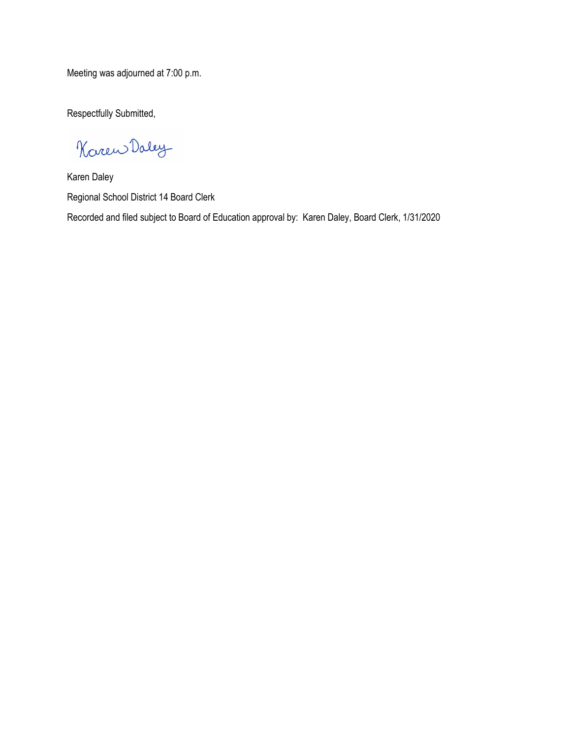Meeting was adjourned at 7:00 p.m.

Respectfully Submitted,

Karen Daley

Karen Daley

Regional School District 14 Board Clerk

Recorded and filed subject to Board of Education approval by: Karen Daley, Board Clerk, 1/31/2020